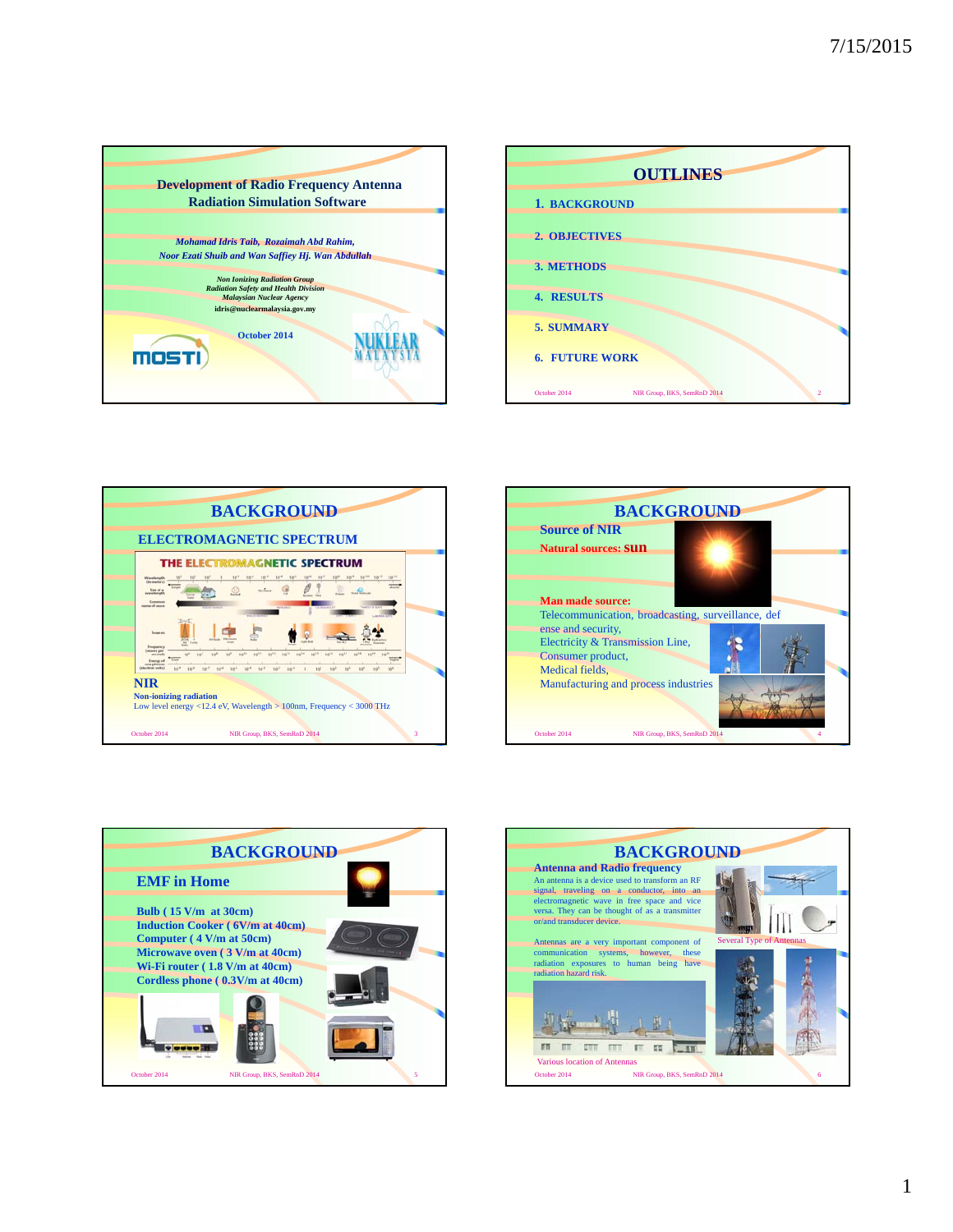## Development of Radio Frequency Antenna Radiation Simulation Software

*Mohamad Idris Taib, Rozaimah Abd Rahim,*
*Noor Ezati Shuib and Wan Saffiey Hj. Wan Abdullah*

*Non Ionizing Radiation Group*
*Radiation Safety and Health Division*
*Malaysian Nuclear Agency*
idris@nuclearmalaysia.gov.my

October 2014

MOSTI

NUKLEAR MALAYSIA

---

## OUTLINES

1. BACKGROUND
2. OBJECTIVES
3. METHODS
4. RESULTS
5. SUMMARY
6. FUTURE WORK

---

## BACKGROUND

### ELECTROMAGNETIC SPECTRUM

THE ELECTROMAGNETIC SPECTRUM

**NIR**

**Non-ionizing radiation**
Low level energy <12.4 eV, Wavelength > 100nm, Frequency < 3000 THz

---

## BACKGROUND

**Source of NIR**

**Natural sources: sun**

**Man made source:**
Telecommunication, broadcasting, surveillance, defense and security,
Electricity & Transmission Line,
Consumer product,
Medical fields,
Manufacturing and process industries

---

## BACKGROUND

### EMF in Home

**Bulb ( 15 V/m at 30cm)**
**Induction Cooker ( 6V/m at 40cm)**
**Computer ( 4 V/m at 50cm)**
**Microwave oven ( 3 V/m at 40cm)**
**Wi-Fi router ( 1.8 V/m at 40cm)**
**Cordless phone ( 0.3V/m at 40cm)**

---

## BACKGROUND

**Antenna and Radio frequency**

An antenna is a device used to transform an RF signal, traveling on a conductor, into an electromagnetic wave in free space and vice versa. They can be thought of as a transmitter or/and transducer device.

Antennas are a very important component of communication systems, however, these radiation exposures to human being have radiation hazard risk.

Several Type of Antennas

Various location of Antennas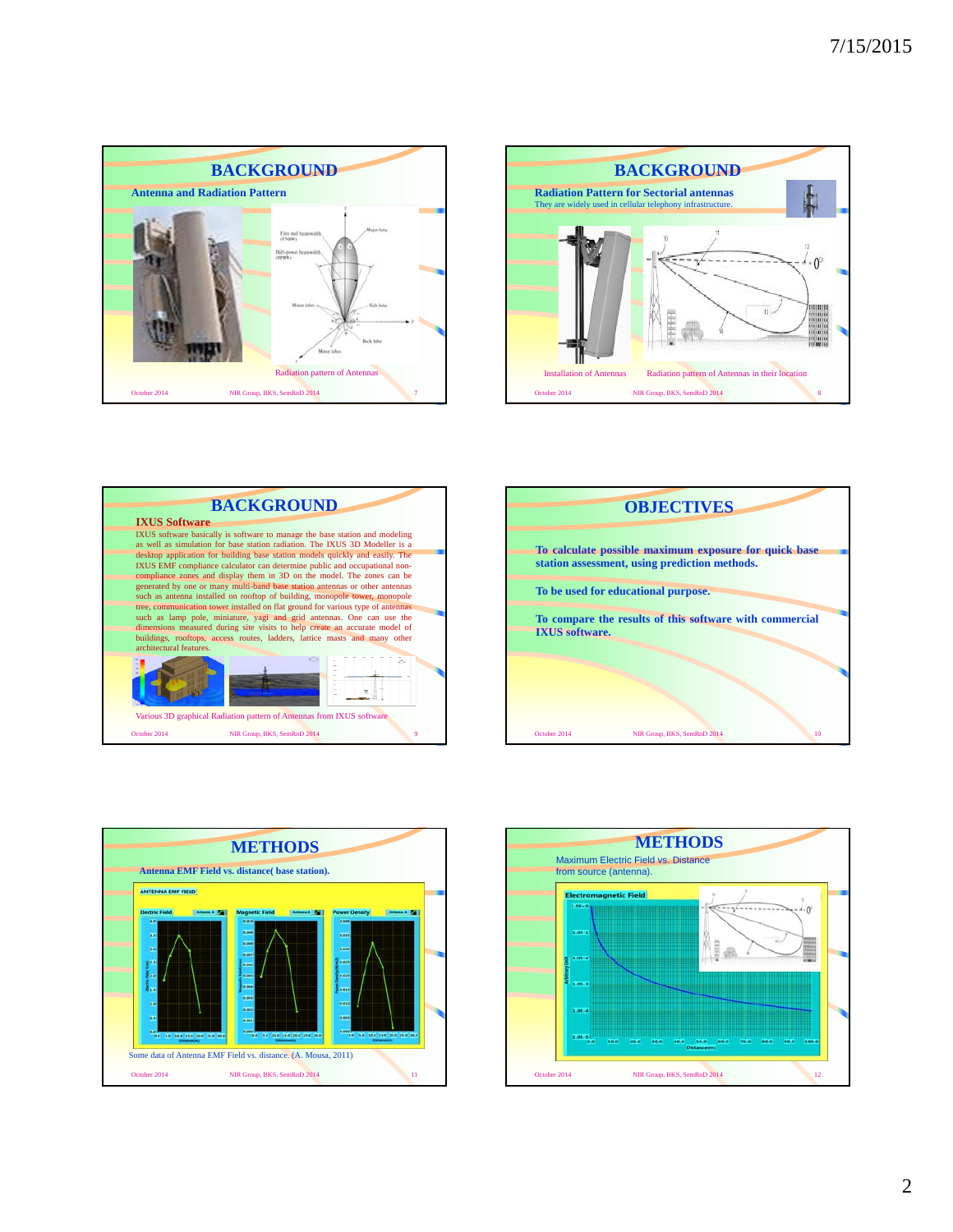## BACKGROUND

**Antenna and Radiation Pattern**

Radiation pattern of Antennas

## BACKGROUND

**Radiation Pattern for Sectorial antennas**

They are widely used in cellular telephony infrastructure.

Installation of Antennas

Radiation pattern of Antennas in their location

## BACKGROUND

**IXUS Software**

IXUS software basically is software to manage the base station and modeling as well as simulation for base station radiation. The IXUS 3D Modeller is a desktop application for building base station models quickly and easily. The IXUS EMF compliance calculator can determine public and occupational non-compliance zones and display them in 3D on the model. The zones can be generated by one or many multi-band base station antennas or other antennas such as antenna installed on rooftop of building, monopole tower, monopole tree, communication tower installed on flat ground for various type of antennas such as lamp pole, miniature, yagi and grid antennas. One can use the dimensions measured during site visits to help create an accurate model of buildings, rooftops, access routes, ladders, lattice masts and many other architectural features.

Various 3D graphical Radiation pattern of Antennas from IXUS software

## OBJECTIVES

**To calculate possible maximum exposure for quick base station assessment, using prediction methods.**

**To be used for educational purpose.**

**To compare the results of this software with commercial IXUS software.**

## METHODS

**Antenna EMF Field vs. distance( base station).**

Some data of Antenna EMF Field vs. distance. (A. Mousa, 2011)

## METHODS

Maximum Electric Field vs. Distance from source (antenna).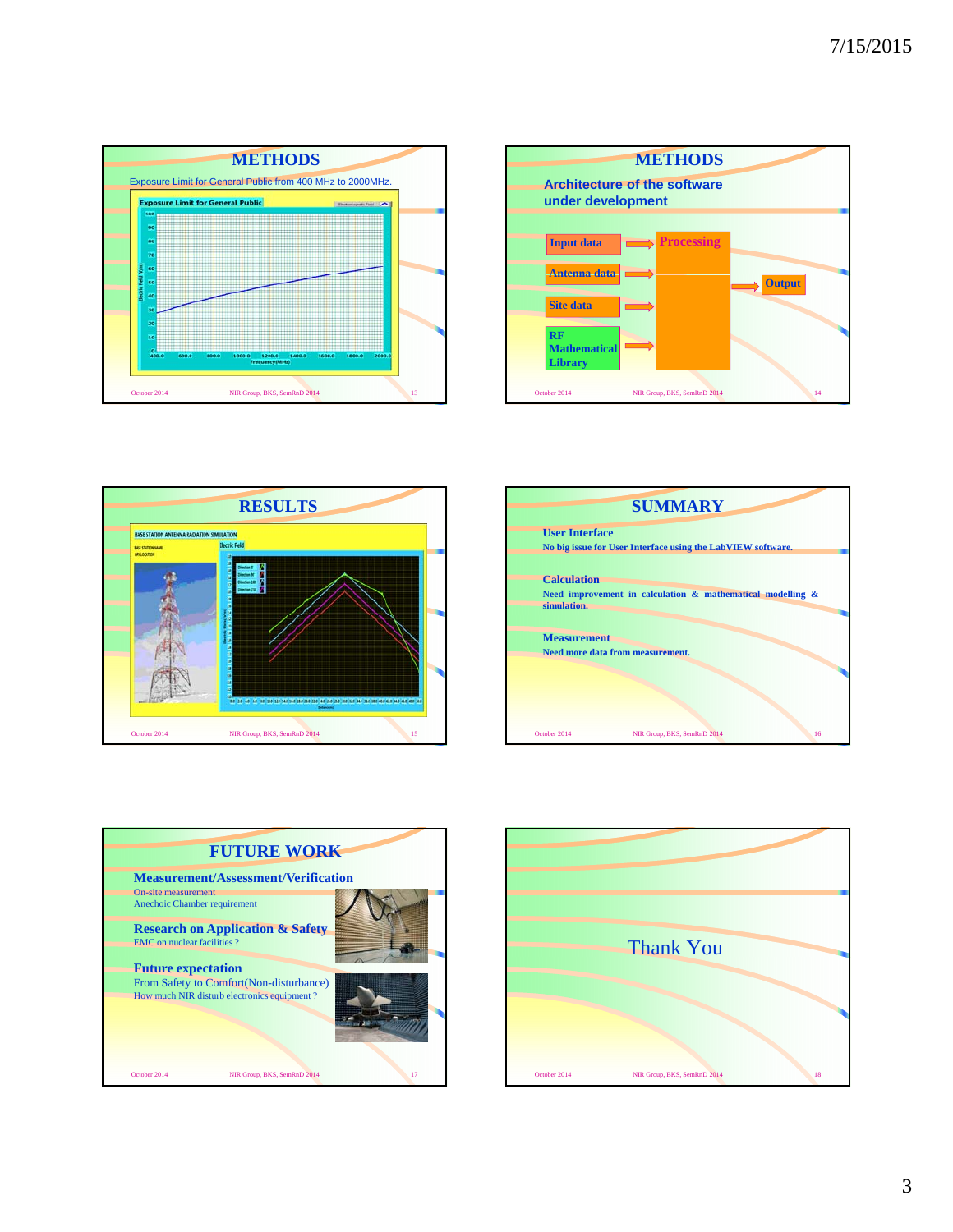# METHODS

Exposure Limit for General Public from 400 MHz to 2000MHz.

Exposure Limit for General Public

Electric Field (V/m)

100
90
80
70
60
50
40
30
20
10
0

400.0 600.0 800.0 1000.0 1200.0 1400.0 1600.0 1800.0 2000.0

Frequency(MHz)

October 2014 NIR Group, BKS, SemRnD 2014 13

# METHODS

Architecture of the software under development

Input data

Antenna data

Site data

RF Mathematical Library

Processing

Output

October 2014 NIR Group, BKS, SemRnD 2014 14

# RESULTS

BASE STATION ANTENNA RADIATION SIMULATION

BASE STATION NAME

GPS LOCATION

Electric Field

Direction 0

Direction 90

Direction 180

Direction 270

Distance(m)

October 2014 NIR Group, BKS, SemRnD 2014 15

# SUMMARY

**User Interface**

No big issue for User Interface using the LabVIEW software.

**Calculation**

Need improvement in calculation & mathematical modelling & simulation.

**Measurement**

Need more data from measurement.

October 2014 NIR Group, BKS, SemRnD 2014 16

# FUTURE WORK

**Measurement/Assessment/Verification**

On-site measurement

Anechoic Chamber requirement

**Research on Application & Safety**

EMC on nuclear facilities ?

**Future expectation**

From Safety to Comfort(Non-disturbance)

How much NIR disturb electronics equipment ?

October 2014 NIR Group, BKS, SemRnD 2014 17

Thank You

October 2014 NIR Group, BKS, SemRnD 2014 18